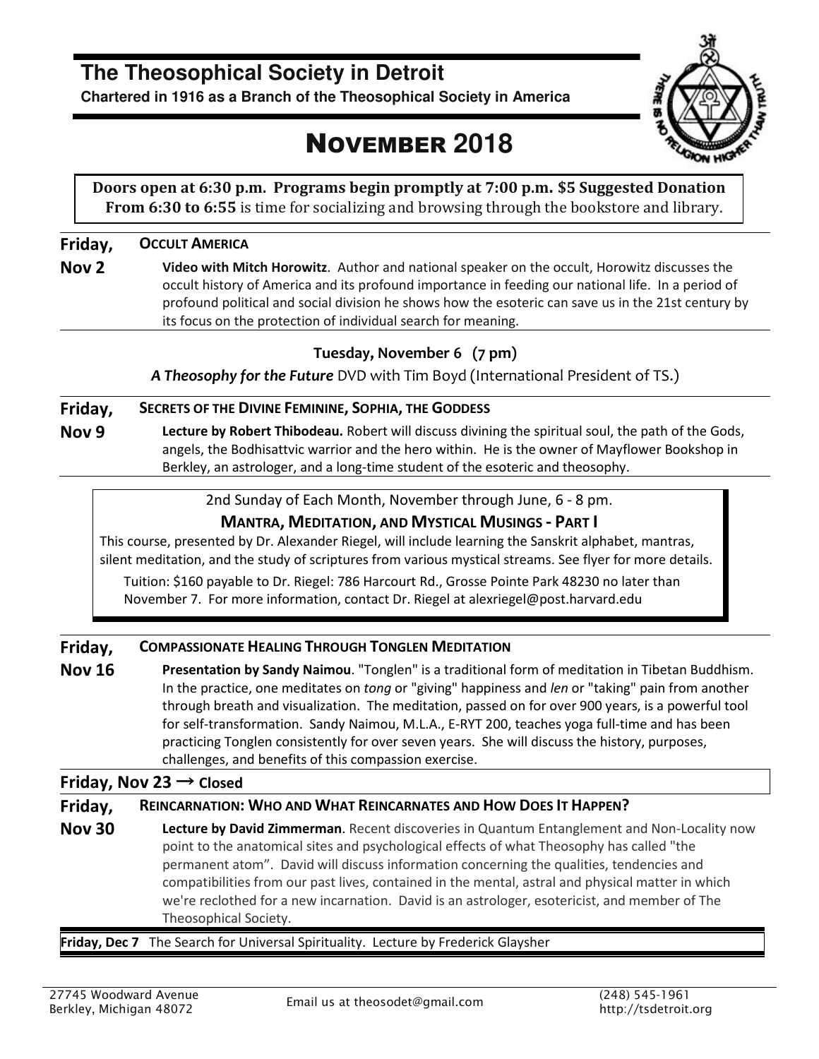# The Theosophical Society in Detroit

**Chartered in 1916 as a Branch of the Theosophical Society in America**

## NOVEMBER 2018

**Doors open at 6:30 p.m. Programs begin promptly at 7:00 p.m. $5 Suggested Donation**
**From 6:30 to 6:55** is time for socializing and browsing through the bookstore and library.

---

**Friday, Nov 2** — **OCCULT AMERICA**

**Video with Mitch Horowitz**. Author and national speaker on the occult, Horowitz discusses the occult history of America and its profound importance in feeding our national life. In a period of profound political and social division he shows how the esoteric can save us in the 21st century by its focus on the protection of individual search for meaning.

---

**Tuesday, November 6 (7 pm)**

***A Theosophy for the Future*** DVD with Tim Boyd (International President of TS.)

---

**Friday, Nov 9** — **SECRETS OF THE DIVINE FEMININE, SOPHIA, THE GODDESS**

**Lecture by Robert Thibodeau.** Robert will discuss divining the spiritual soul, the path of the Gods, angels, the Bodhisattvic warrior and the hero within. He is the owner of Mayflower Bookshop in Berkley, an astrologer, and a long-time student of the esoteric and theosophy.

---

2nd Sunday of Each Month, November through June, 6 - 8 pm.

**MANTRA, MEDITATION, AND MYSTICAL MUSINGS - PART I**

This course, presented by Dr. Alexander Riegel, will include learning the Sanskrit alphabet, mantras, silent meditation, and the study of scriptures from various mystical streams. See flyer for more details.

Tuition: $160 payable to Dr. Riegel: 786 Harcourt Rd., Grosse Pointe Park 48230 no later than November 7. For more information, contact Dr. Riegel at alexriegel@post.harvard.edu

---

**Friday, Nov 16** — **COMPASSIONATE HEALING THROUGH TONGLEN MEDITATION**

**Presentation by Sandy Naimou**. "Tonglen" is a traditional form of meditation in Tibetan Buddhism. In the practice, one meditates on *tong* or "giving" happiness and *len* or "taking" pain from another through breath and visualization. The meditation, passed on for over 900 years, is a powerful tool for self-transformation. Sandy Naimou, M.L.A., E-RYT 200, teaches yoga full-time and has been practicing Tonglen consistently for over seven years. She will discuss the history, purposes, challenges, and benefits of this compassion exercise.

---

**Friday, Nov 23 → Closed**

---

**Friday, Nov 30** — **REINCARNATION: WHO AND WHAT REINCARNATES AND HOW DOES IT HAPPEN?**

**Lecture by David Zimmerman**. Recent discoveries in Quantum Entanglement and Non-Locality now point to the anatomical sites and psychological effects of what Theosophy has called "the permanent atom". David will discuss information concerning the qualities, tendencies and compatibilities from our past lives, contained in the mental, astral and physical matter in which we're reclothed for a new incarnation. David is an astrologer, esotericist, and member of The Theosophical Society.

---

**Friday, Dec 7** The Search for Universal Spirituality. Lecture by Frederick Glaysher

---

27745 Woodward Avenue
Berkley, Michigan 48072

Email us at theosodet@gmail.com

(248) 545-1961
http://tsdetroit.org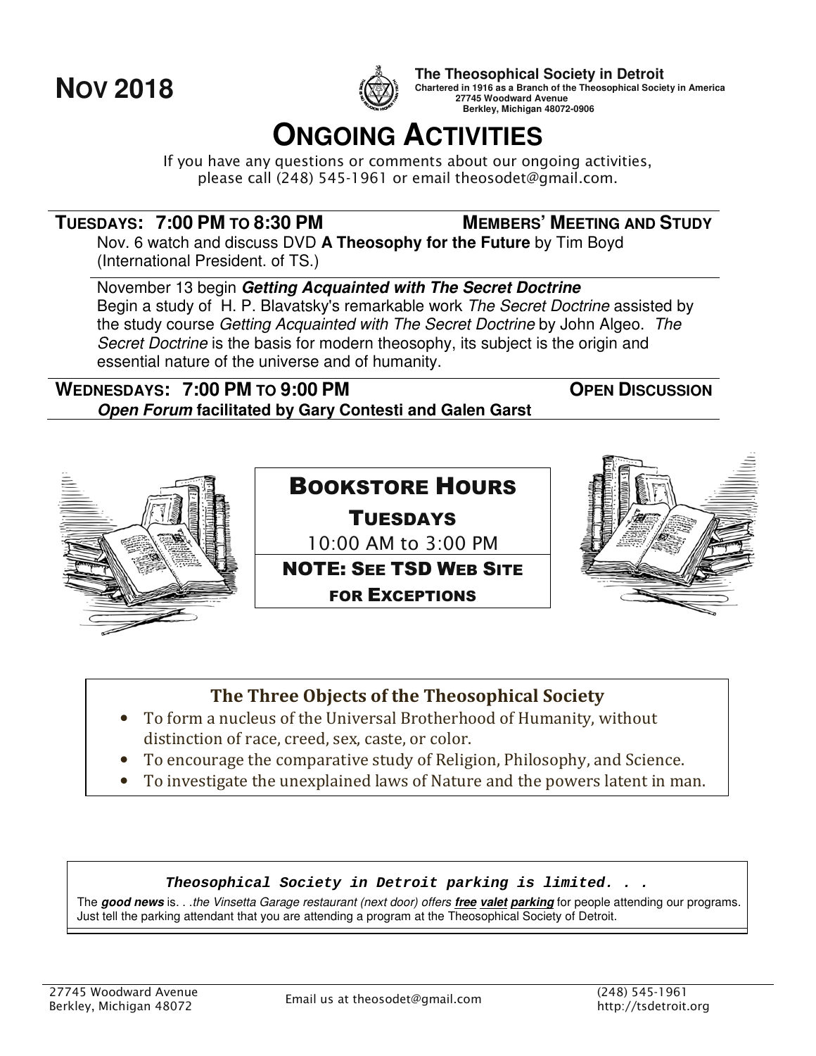# NOV 2018

**The Theosophical Society in Detroit**
**Chartered in 1916 as a Branch of the Theosophical Society in America**
**27745 Woodward Avenue**
**Berkley, Michigan 48072-0906**

# ONGOING ACTIVITIES

If you have any questions or comments about our ongoing activities, please call (248) 545-1961 or email theosodet@gmail.com.

## TUESDAYS: 7:00 PM TO 8:30 PM — MEMBERS' MEETING AND STUDY

Nov. 6 watch and discuss DVD **A Theosophy for the Future** by Tim Boyd (International President. of TS.)

November 13 begin ***Getting Acquainted with The Secret Doctrine***
Begin a study of H. P. Blavatsky's remarkable work *The Secret Doctrine* assisted by the study course *Getting Acquainted with The Secret Doctrine* by John Algeo. *The Secret Doctrine* is the basis for modern theosophy, its subject is the origin and essential nature of the universe and of humanity.

## WEDNESDAYS: 7:00 PM TO 9:00 PM — OPEN DISCUSSION

***Open Forum* facilitated by Gary Contesti and Galen Garst**

## BOOKSTORE HOURS

**TUESDAYS**

10:00 AM to 3:00 PM

**NOTE: SEE TSD WEB SITE FOR EXCEPTIONS**

### The Three Objects of the Theosophical Society

- To form a nucleus of the Universal Brotherhood of Humanity, without distinction of race, creed, sex, caste, or color.
- To encourage the comparative study of Religion, Philosophy, and Science.
- To investigate the unexplained laws of Nature and the powers latent in man.

***Theosophical Society in Detroit parking is limited. . .***

The ***good news*** is. . .*the Vinsetta Garage restaurant (next door) offers **free valet parking** for people attending our programs.* Just tell the parking attendant that you are attending a program at the Theosophical Society of Detroit.

27745 Woodward Avenue
Berkley, Michigan 48072

Email us at theosodet@gmail.com

(248) 545-1961
http://tsdetroit.org